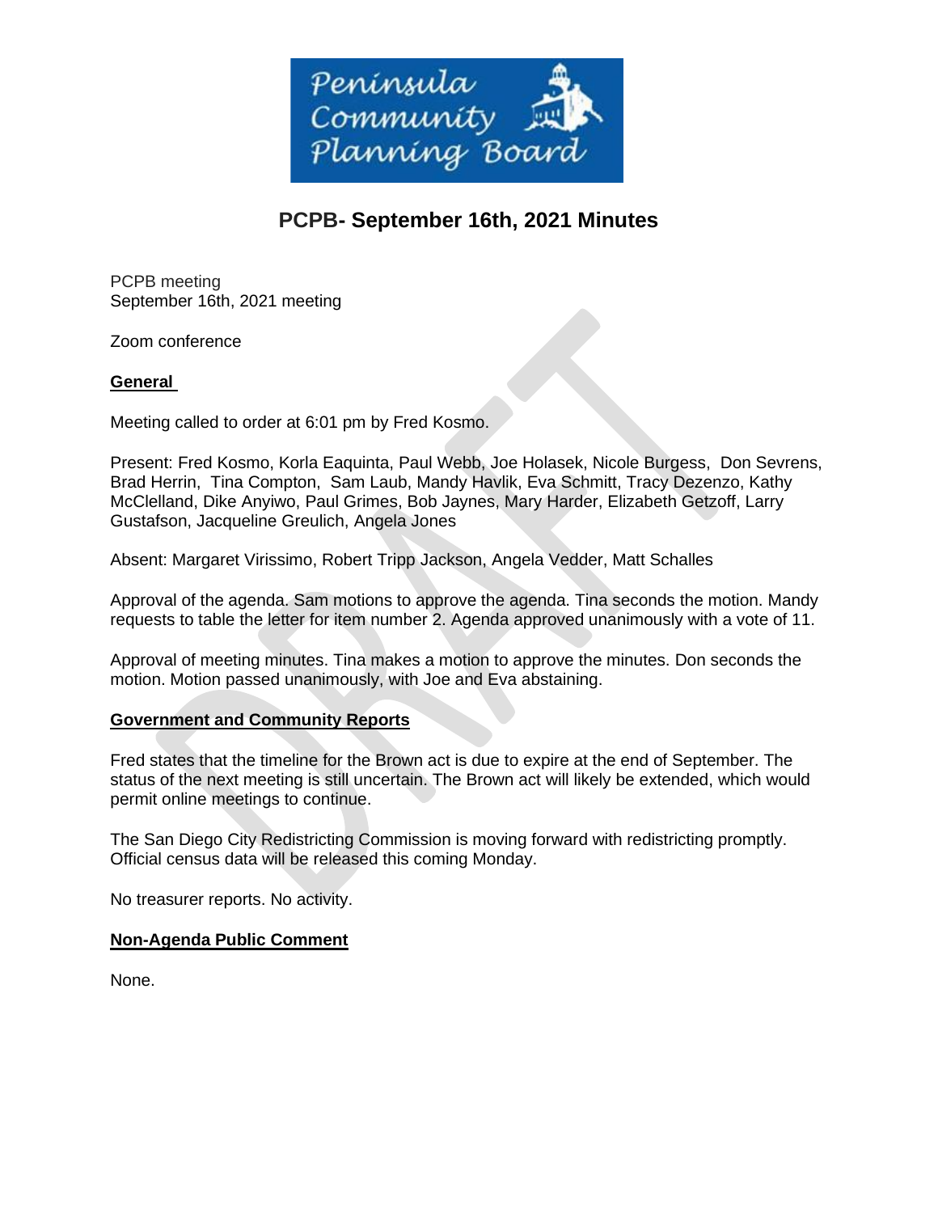# PCPB- September 16th, 2021 Minutes

PCPB meeting
September 16th, 2021 meeting

Zoom conference

## General

Meeting called to order at 6:01 pm by Fred Kosmo.

Present: Fred Kosmo, Korla Eaquinta, Paul Webb, Joe Holasek, Nicole Burgess, Don Sevrens, Brad Herrin, Tina Compton, Sam Laub, Mandy Havlik, Eva Schmitt, Tracy Dezenzo, Kathy McClelland, Dike Anyiwo, Paul Grimes, Bob Jaynes, Mary Harder, Elizabeth Getzoff, Larry Gustafson, Jacqueline Greulich, Angela Jones

Absent: Margaret Virissimo, Robert Tripp Jackson, Angela Vedder, Matt Schalles

Approval of the agenda. Sam motions to approve the agenda. Tina seconds the motion. Mandy requests to table the letter for item number 2. Agenda approved unanimously with a vote of 11.

Approval of meeting minutes. Tina makes a motion to approve the minutes. Don seconds the motion. Motion passed unanimously, with Joe and Eva abstaining.

## Government and Community Reports

Fred states that the timeline for the Brown act is due to expire at the end of September. The status of the next meeting is still uncertain. The Brown act will likely be extended, which would permit online meetings to continue.

The San Diego City Redistricting Commission is moving forward with redistricting promptly. Official census data will be released this coming Monday.

No treasurer reports. No activity.

## Non-Agenda Public Comment

None.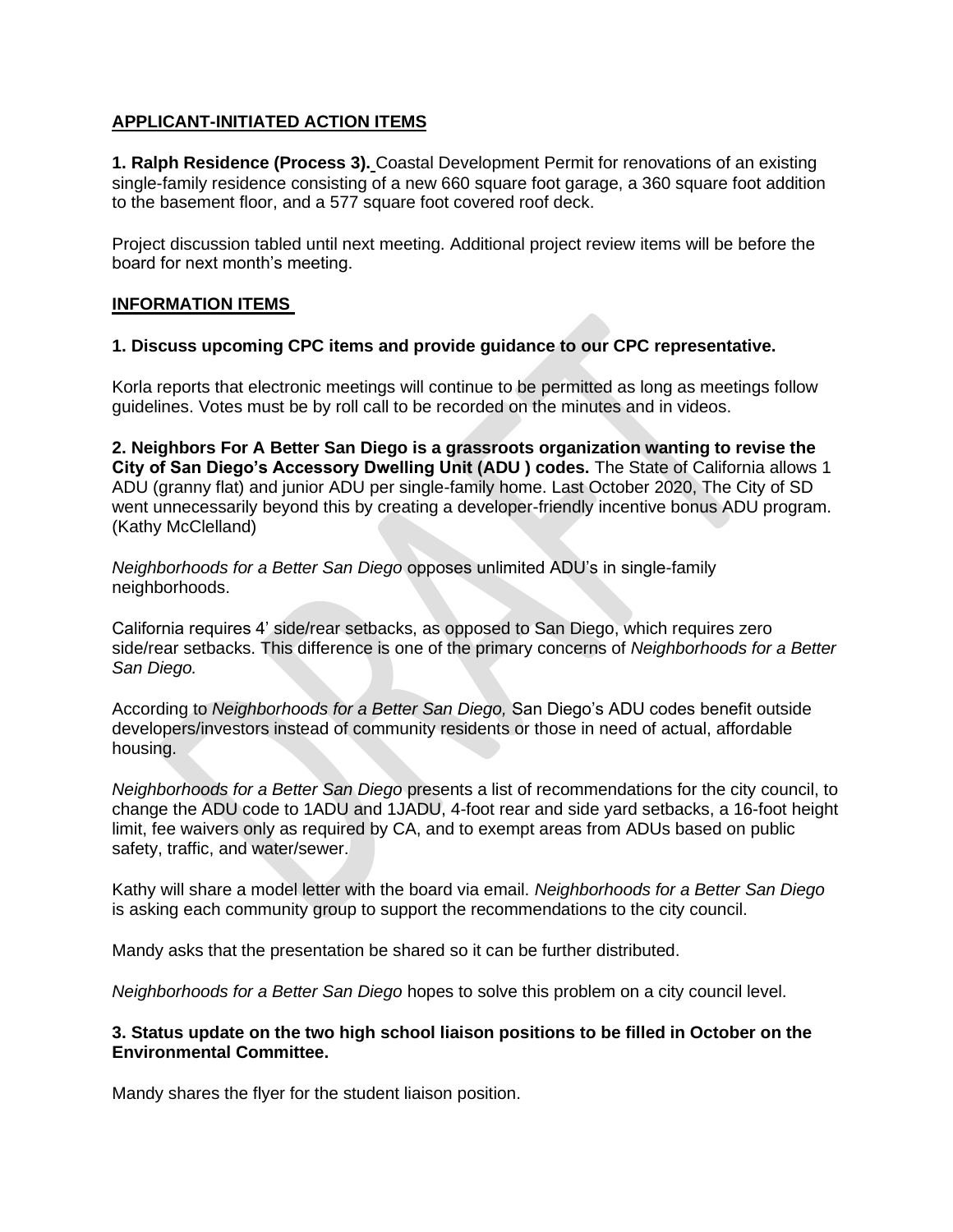**APPLICANT-INITIATED ACTION ITEMS**

**1. Ralph Residence (Process 3).** Coastal Development Permit for renovations of an existing single-family residence consisting of a new 660 square foot garage, a 360 square foot addition to the basement floor, and a 577 square foot covered roof deck.

Project discussion tabled until next meeting. Additional project review items will be before the board for next month's meeting.

**INFORMATION ITEMS**

**1. Discuss upcoming CPC items and provide guidance to our CPC representative.**

Korla reports that electronic meetings will continue to be permitted as long as meetings follow guidelines. Votes must be by roll call to be recorded on the minutes and in videos.

**2. Neighbors For A Better San Diego is a grassroots organization wanting to revise the City of San Diego's Accessory Dwelling Unit (ADU ) codes.** The State of California allows 1 ADU (granny flat) and junior ADU per single-family home. Last October 2020, The City of SD went unnecessarily beyond this by creating a developer-friendly incentive bonus ADU program. (Kathy McClelland)

*Neighborhoods for a Better San Diego* opposes unlimited ADU's in single-family neighborhoods.

California requires 4' side/rear setbacks, as opposed to San Diego, which requires zero side/rear setbacks. This difference is one of the primary concerns of *Neighborhoods for a Better San Diego.*

According to *Neighborhoods for a Better San Diego,* San Diego's ADU codes benefit outside developers/investors instead of community residents or those in need of actual, affordable housing.

*Neighborhoods for a Better San Diego* presents a list of recommendations for the city council, to change the ADU code to 1ADU and 1JADU, 4-foot rear and side yard setbacks, a 16-foot height limit, fee waivers only as required by CA, and to exempt areas from ADUs based on public safety, traffic, and water/sewer.

Kathy will share a model letter with the board via email. *Neighborhoods for a Better San Diego* is asking each community group to support the recommendations to the city council.

Mandy asks that the presentation be shared so it can be further distributed.

*Neighborhoods for a Better San Diego* hopes to solve this problem on a city council level.

**3. Status update on the two high school liaison positions to be filled in October on the Environmental Committee.**

Mandy shares the flyer for the student liaison position.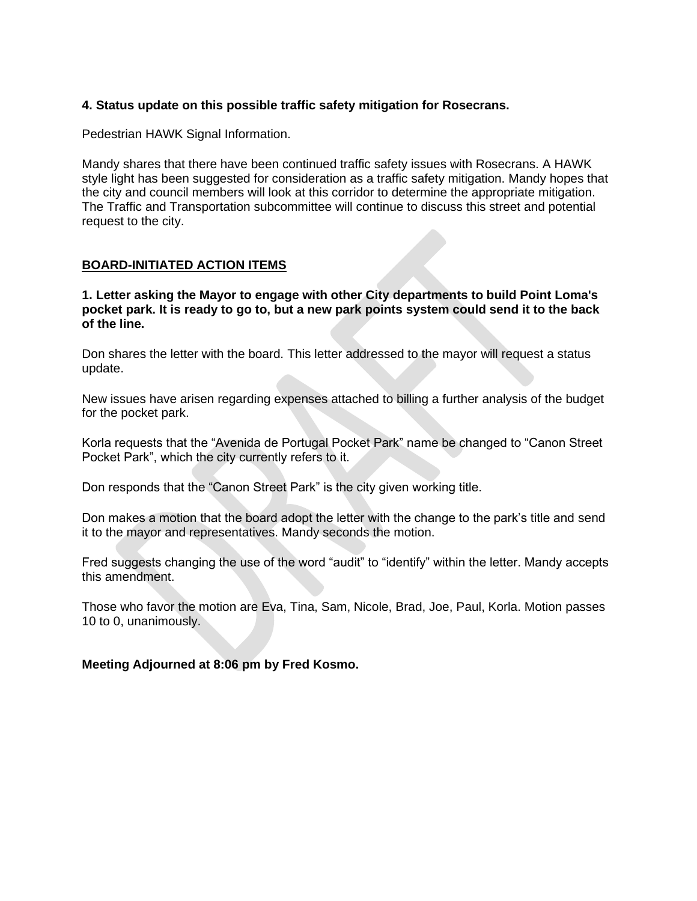**4. Status update on this possible traffic safety mitigation for Rosecrans.**

Pedestrian HAWK Signal Information.

Mandy shares that there have been continued traffic safety issues with Rosecrans. A HAWK style light has been suggested for consideration as a traffic safety mitigation. Mandy hopes that the city and council members will look at this corridor to determine the appropriate mitigation. The Traffic and Transportation subcommittee will continue to discuss this street and potential request to the city.

## BOARD-INITIATED ACTION ITEMS

**1. Letter asking the Mayor to engage with other City departments to build Point Loma's pocket park. It is ready to go to, but a new park points system could send it to the back of the line.**

Don shares the letter with the board. This letter addressed to the mayor will request a status update.

New issues have arisen regarding expenses attached to billing a further analysis of the budget for the pocket park.

Korla requests that the "Avenida de Portugal Pocket Park" name be changed to "Canon Street Pocket Park", which the city currently refers to it.

Don responds that the "Canon Street Park" is the city given working title.

Don makes a motion that the board adopt the letter with the change to the park's title and send it to the mayor and representatives. Mandy seconds the motion.

Fred suggests changing the use of the word "audit" to "identify" within the letter. Mandy accepts this amendment.

Those who favor the motion are Eva, Tina, Sam, Nicole, Brad, Joe, Paul, Korla. Motion passes 10 to 0, unanimously.

**Meeting Adjourned at 8:06 pm by Fred Kosmo.**